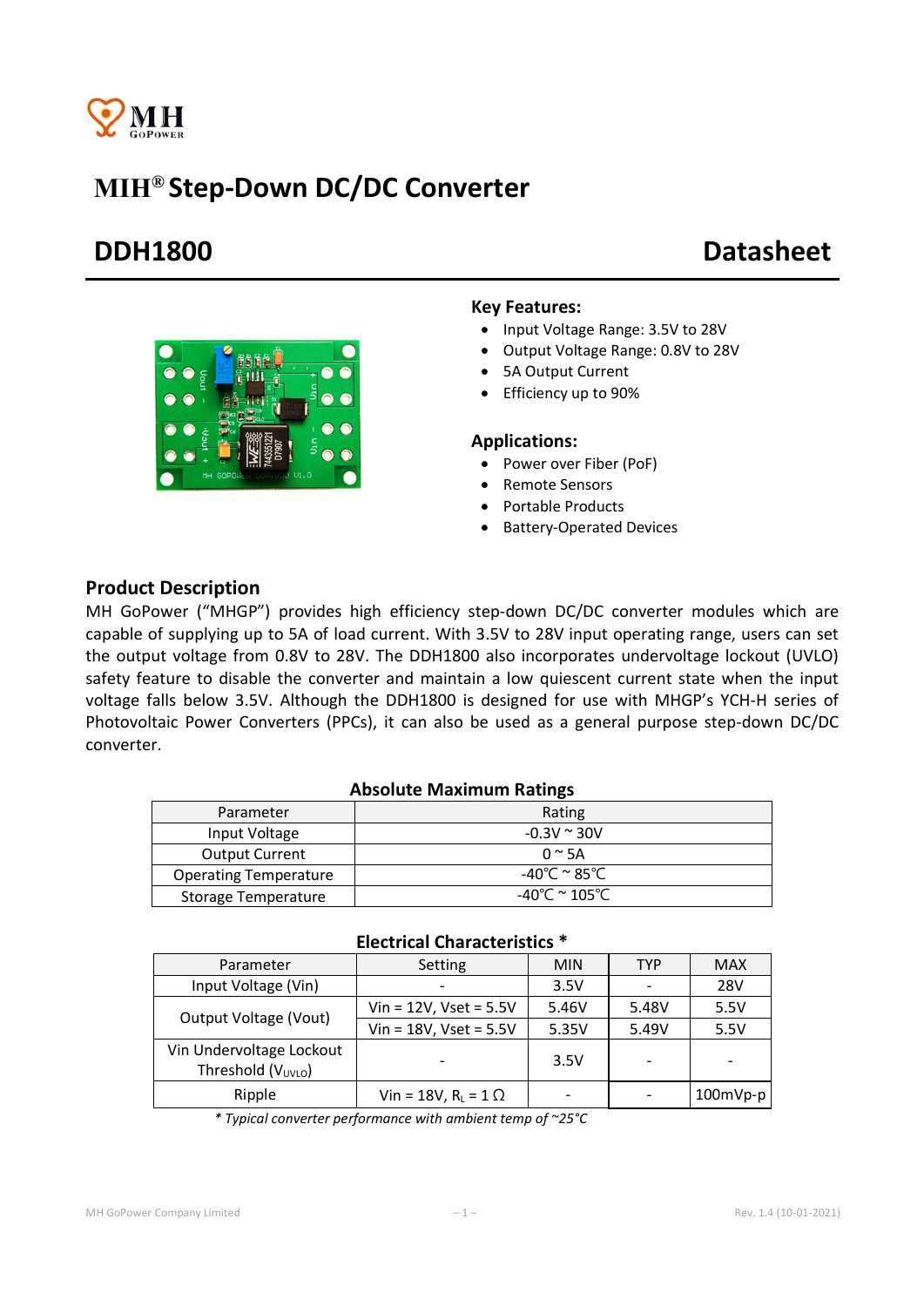# MIH® Step-Down DC/DC Converter

# DDH1800 Datasheet

## Key Features:

- Input Voltage Range: 3.5V to 28V
- Output Voltage Range: 0.8V to 28V
- 5A Output Current
- Efficiency up to 90%

## Applications:

- Power over Fiber (PoF)
- Remote Sensors
- Portable Products
- Battery-Operated Devices

## Product Description

MH GoPower ("MHGP") provides high efficiency step-down DC/DC converter modules which are capable of supplying up to 5A of load current. With 3.5V to 28V input operating range, users can set the output voltage from 0.8V to 28V. The DDH1800 also incorporates undervoltage lockout (UVLO) safety feature to disable the converter and maintain a low quiescent current state when the input voltage falls below 3.5V. Although the DDH1800 is designed for use with MHGP's YCH-H series of Photovoltaic Power Converters (PPCs), it can also be used as a general purpose step-down DC/DC converter.

**Absolute Maximum Ratings**

| Parameter | Rating |
|---|---|
| Input Voltage | -0.3V ~ 30V |
| Output Current | 0 ~ 5A |
| Operating Temperature | -40℃ ~ 85℃ |
| Storage Temperature | -40℃ ~ 105℃ |

**Electrical Characteristics ***

| Parameter | Setting | MIN | TYP | MAX |
|---|---|---|---|---|
| Input Voltage (Vin) | - | 3.5V | - | 28V |
| Output Voltage (Vout) | Vin = 12V, Vset = 5.5V | 5.46V | 5.48V | 5.5V |
| | Vin = 18V, Vset = 5.5V | 5.35V | 5.49V | 5.5V |
| Vin Undervoltage Lockout Threshold ($V_{UVLO}$) | - | 3.5V | - | - |
| Ripple | Vin = 18V, $R_L$ = 1 Ω | - | - | 100mVp-p |

*\* Typical converter performance with ambient temp of ~25°C*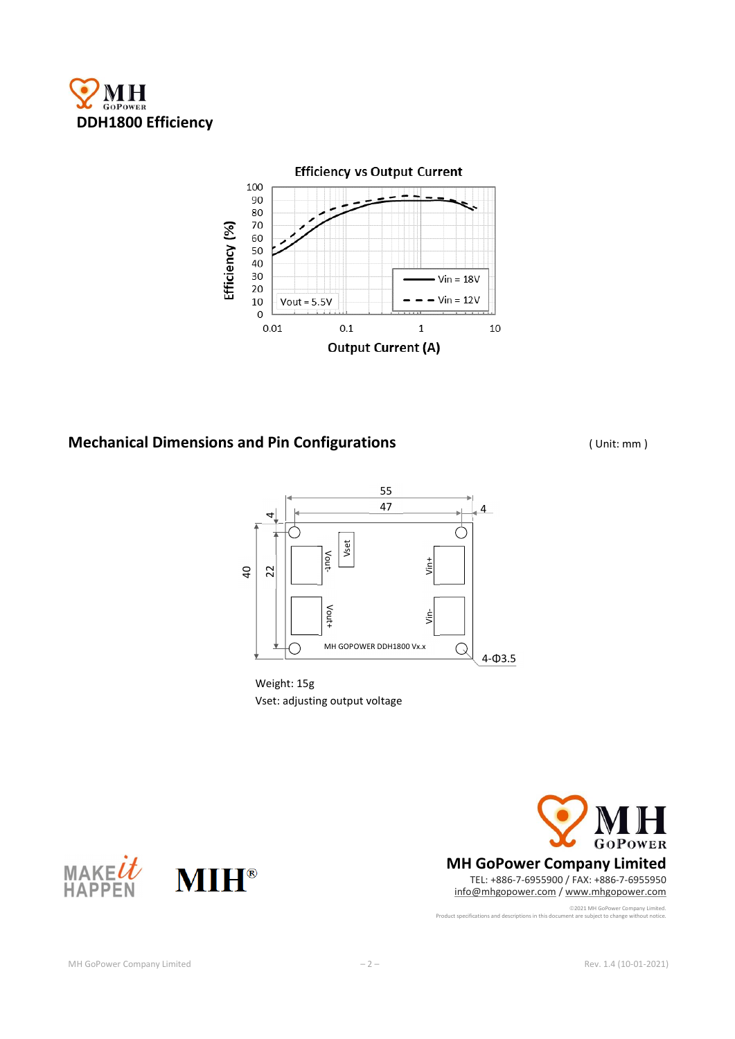## DDH1800 Efficiency

Efficiency vs Output Current

Efficiency (%)

100
90
80
70
60
50
40
30
20
10
0

0.01
0.1
1
10

Output Current (A)

Vout = 5.5V

Vin = 18V

Vin = 12V

## Mechanical Dimensions and Pin Configurations

( Unit: mm )

55
47
4
4
40
22
Vset
Vout-
Vout+
Vin+
Vin-
MH GOPOWER DDH1800 Vx.x
4-Φ3.5

Weight: 15g

Vset: adjusting output voltage

**MH GoPower Company Limited**

TEL: +886-7-6955900 / FAX: +886-7-6955950

info@mhgopower.com / www.mhgopower.com

©2021 MH GoPower Company Limited.

Product specifications and descriptions in this document are subject to change without notice.